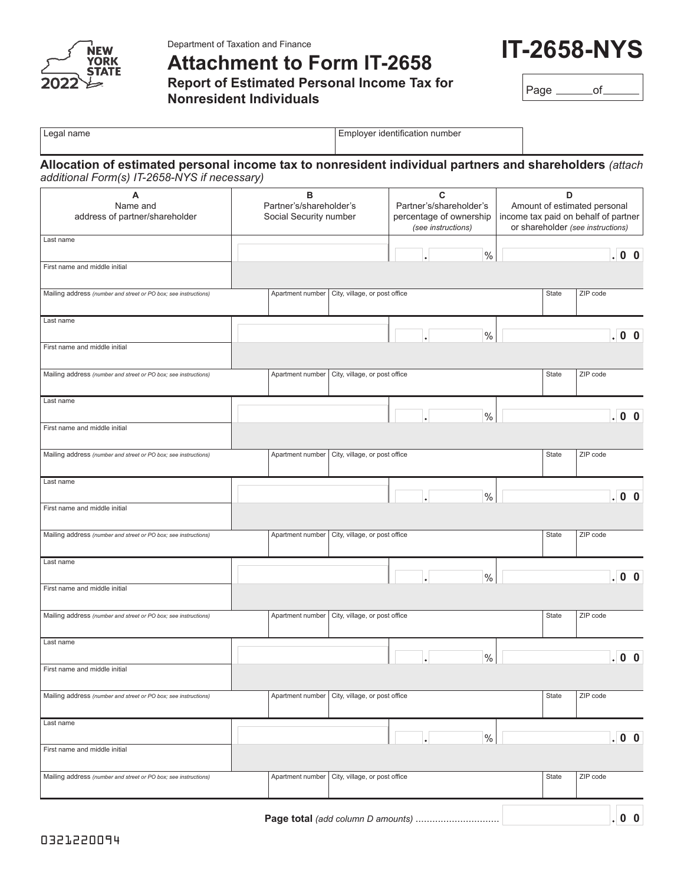NEW YORK STATE 2022

Department of Taxation and Finance

# Attachment to Form IT-2658

## Report of Estimated Personal Income Tax for Nonresident Individuals

# IT-2658-NYS

Page ______ of ______

| Legal name | Employer identification number |
|---|---|
| | |

**Allocation of estimated personal income tax to nonresident individual partners and shareholders** *(attach additional Form(s) IT-2658-NYS if necessary)*

| A<br>Name and address of partner/shareholder | B<br>Partner's/shareholder's Social Security number | C<br>Partner's/shareholder's percentage of ownership *(see instructions)* | D<br>Amount of estimated personal income tax paid on behalf of partner or shareholder *(see instructions)* |
|---|---|---|---|
| Last name | | . % | .00 |
| First name and middle initial | | | |
| Mailing address *(number and street or PO box; see instructions)* / Apartment number / City, village, or post office / State / ZIP code | | | |
| Last name | | . % | .00 |
| First name and middle initial | | | |
| Mailing address *(number and street or PO box; see instructions)* / Apartment number / City, village, or post office / State / ZIP code | | | |
| Last name | | . % | .00 |
| First name and middle initial | | | |
| Mailing address *(number and street or PO box; see instructions)* / Apartment number / City, village, or post office / State / ZIP code | | | |
| Last name | | . % | .00 |
| First name and middle initial | | | |
| Mailing address *(number and street or PO box; see instructions)* / Apartment number / City, village, or post office / State / ZIP code | | | |
| Last name | | . % | .00 |
| First name and middle initial | | | |
| Mailing address *(number and street or PO box; see instructions)* / Apartment number / City, village, or post office / State / ZIP code | | | |
| Last name | | . % | .00 |
| First name and middle initial | | | |
| Mailing address *(number and street or PO box; see instructions)* / Apartment number / City, village, or post office / State / ZIP code | | | |
| Last name | | . % | .00 |
| First name and middle initial | | | |
| Mailing address *(number and street or PO box; see instructions)* / Apartment number / City, village, or post office / State / ZIP code | | | |

**Page total** *(add column D amounts)* .............................. .00

0321220094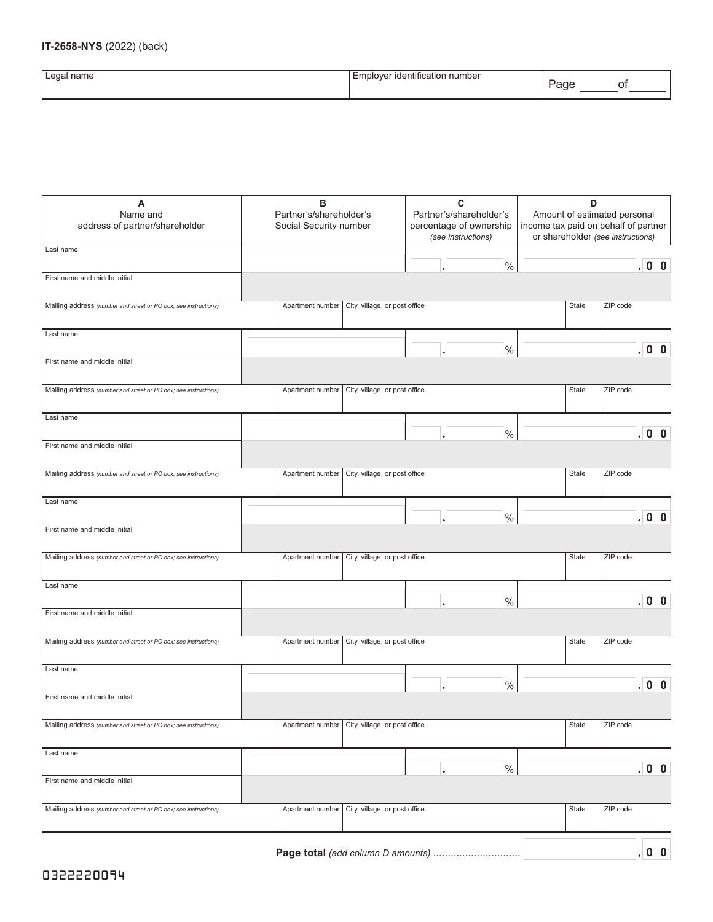**IT-2658-NYS** (2022) (back)

| Legal name | Employer identification number | Page ______ of ______ |
|---|---|---|
| | | |

| A<br>Name and<br>address of partner/shareholder | B<br>Partner's/shareholder's<br>Social Security number | C<br>Partner's/shareholder's<br>percentage of ownership<br>*(see instructions)* | D<br>Amount of estimated personal<br>income tax paid on behalf of partner<br>or shareholder *(see instructions)* |
|---|---|---|---|
| Last name | | . % | .00 |
| First name and middle initial | | | |
| Mailing address *(number and street or PO box; see instructions)* / Apartment number / City, village, or post office / State / ZIP code | | | |
| Last name | | . % | .00 |
| First name and middle initial | | | |
| Mailing address *(number and street or PO box; see instructions)* / Apartment number / City, village, or post office / State / ZIP code | | | |
| Last name | | . % | .00 |
| First name and middle initial | | | |
| Mailing address *(number and street or PO box; see instructions)* / Apartment number / City, village, or post office / State / ZIP code | | | |
| Last name | | . % | .00 |
| First name and middle initial | | | |
| Mailing address *(number and street or PO box; see instructions)* / Apartment number / City, village, or post office / State / ZIP code | | | |
| Last name | | . % | .00 |
| First name and middle initial | | | |
| Mailing address *(number and street or PO box; see instructions)* / Apartment number / City, village, or post office / State / ZIP code | | | |
| Last name | | . % | .00 |
| First name and middle initial | | | |
| Mailing address *(number and street or PO box; see instructions)* / Apartment number / City, village, or post office / State / ZIP code | | | |
| Last name | | . % | .00 |
| First name and middle initial | | | |
| Mailing address *(number and street or PO box; see instructions)* / Apartment number / City, village, or post office / State / ZIP code | | | |

**Page total** *(add column D amounts)* .............................. .00

0322220094